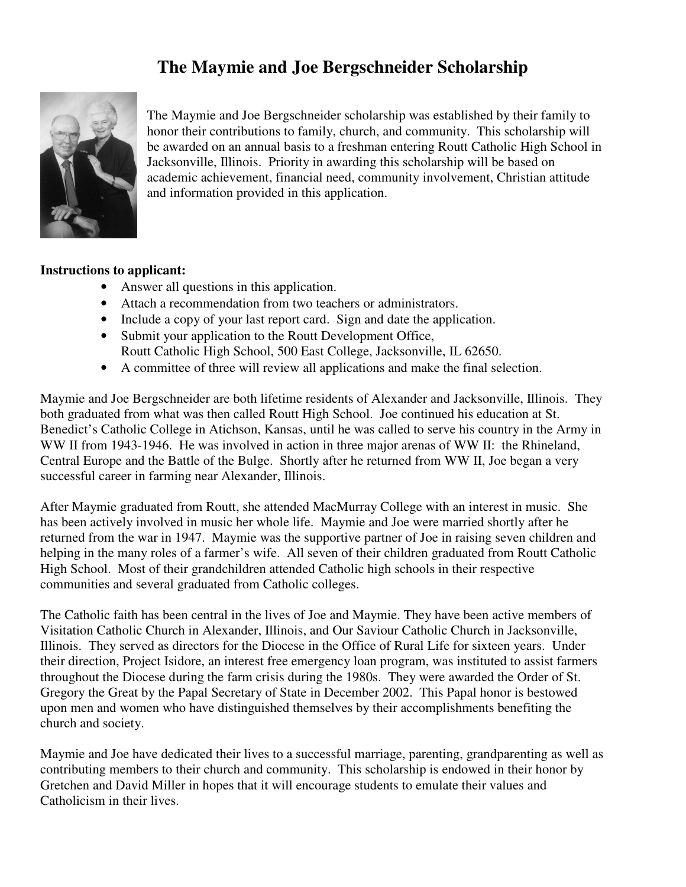# The Maymie and Joe Bergschneider Scholarship

The Maymie and Joe Bergschneider scholarship was established by their family to honor their contributions to family, church, and community. This scholarship will be awarded on an annual basis to a freshman entering Routt Catholic High School in Jacksonville, Illinois. Priority in awarding this scholarship will be based on academic achievement, financial need, community involvement, Christian attitude and information provided in this application.

**Instructions to applicant:**

- Answer all questions in this application.
- Attach a recommendation from two teachers or administrators.
- Include a copy of your last report card. Sign and date the application.
- Submit your application to the Routt Development Office, Routt Catholic High School, 500 East College, Jacksonville, IL 62650.
- A committee of three will review all applications and make the final selection.

Maymie and Joe Bergschneider are both lifetime residents of Alexander and Jacksonville, Illinois. They both graduated from what was then called Routt High School. Joe continued his education at St. Benedict's Catholic College in Atichson, Kansas, until he was called to serve his country in the Army in WW II from 1943-1946. He was involved in action in three major arenas of WW II: the Rhineland, Central Europe and the Battle of the Bulge. Shortly after he returned from WW II, Joe began a very successful career in farming near Alexander, Illinois.

After Maymie graduated from Routt, she attended MacMurray College with an interest in music. She has been actively involved in music her whole life. Maymie and Joe were married shortly after he returned from the war in 1947. Maymie was the supportive partner of Joe in raising seven children and helping in the many roles of a farmer's wife. All seven of their children graduated from Routt Catholic High School. Most of their grandchildren attended Catholic high schools in their respective communities and several graduated from Catholic colleges.

The Catholic faith has been central in the lives of Joe and Maymie. They have been active members of Visitation Catholic Church in Alexander, Illinois, and Our Saviour Catholic Church in Jacksonville, Illinois. They served as directors for the Diocese in the Office of Rural Life for sixteen years. Under their direction, Project Isidore, an interest free emergency loan program, was instituted to assist farmers throughout the Diocese during the farm crisis during the 1980s. They were awarded the Order of St. Gregory the Great by the Papal Secretary of State in December 2002. This Papal honor is bestowed upon men and women who have distinguished themselves by their accomplishments benefiting the church and society.

Maymie and Joe have dedicated their lives to a successful marriage, parenting, grandparenting as well as contributing members to their church and community. This scholarship is endowed in their honor by Gretchen and David Miller in hopes that it will encourage students to emulate their values and Catholicism in their lives.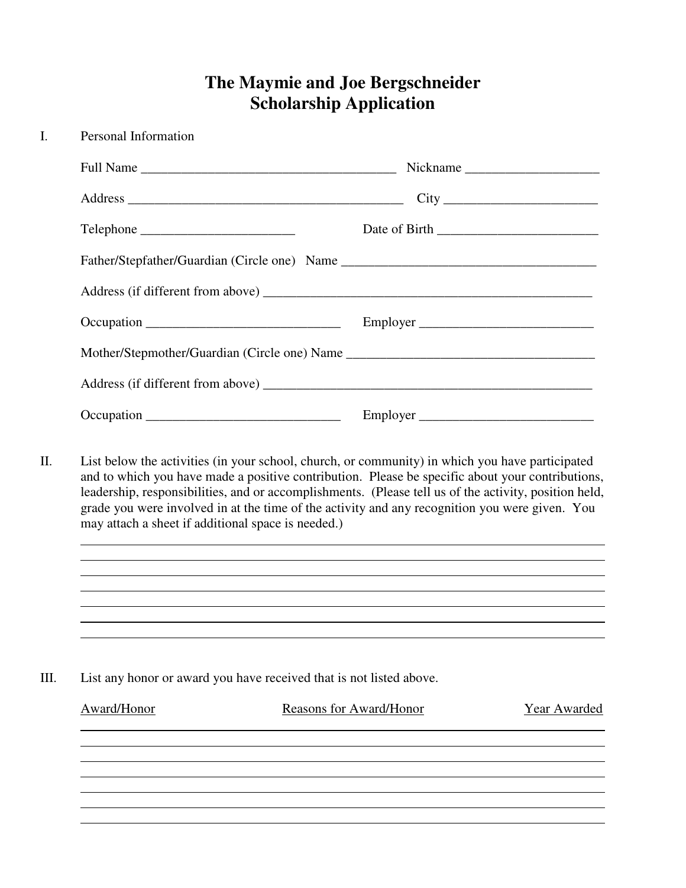# The Maymie and Joe Bergschneider Scholarship Application

I. Personal Information

Full Name ______________________________________ Nickname ___________________

Address __________________________________________ City ______________________

Telephone _______________________ Date of Birth ________________________

Father/Stepfather/Guardian (Circle one) Name ______________________________________

Address (if different from above) ___________________________________________________

Occupation _____________________________ Employer __________________________

Mother/Stepmother/Guardian (Circle one) Name _____________________________________

Address (if different from above) ___________________________________________________

Occupation _____________________________ Employer __________________________

II. List below the activities (in your school, church, or community) in which you have participated and to which you have made a positive contribution. Please be specific about your contributions, leadership, responsibilities, and or accomplishments. (Please tell us of the activity, position held, grade you were involved in at the time of the activity and any recognition you were given. You may attach a sheet if additional space is needed.)

______________________________________________________________________________

______________________________________________________________________________

______________________________________________________________________________

______________________________________________________________________________

______________________________________________________________________________

______________________________________________________________________________

______________________________________________________________________________

III. List any honor or award you have received that is not listed above.

| Award/Honor | Reasons for Award/Honor | Year Awarded |
| --- | --- | --- |
| | | |
| | | |
| | | |
| | | |
| | | |
| | | |
| | | |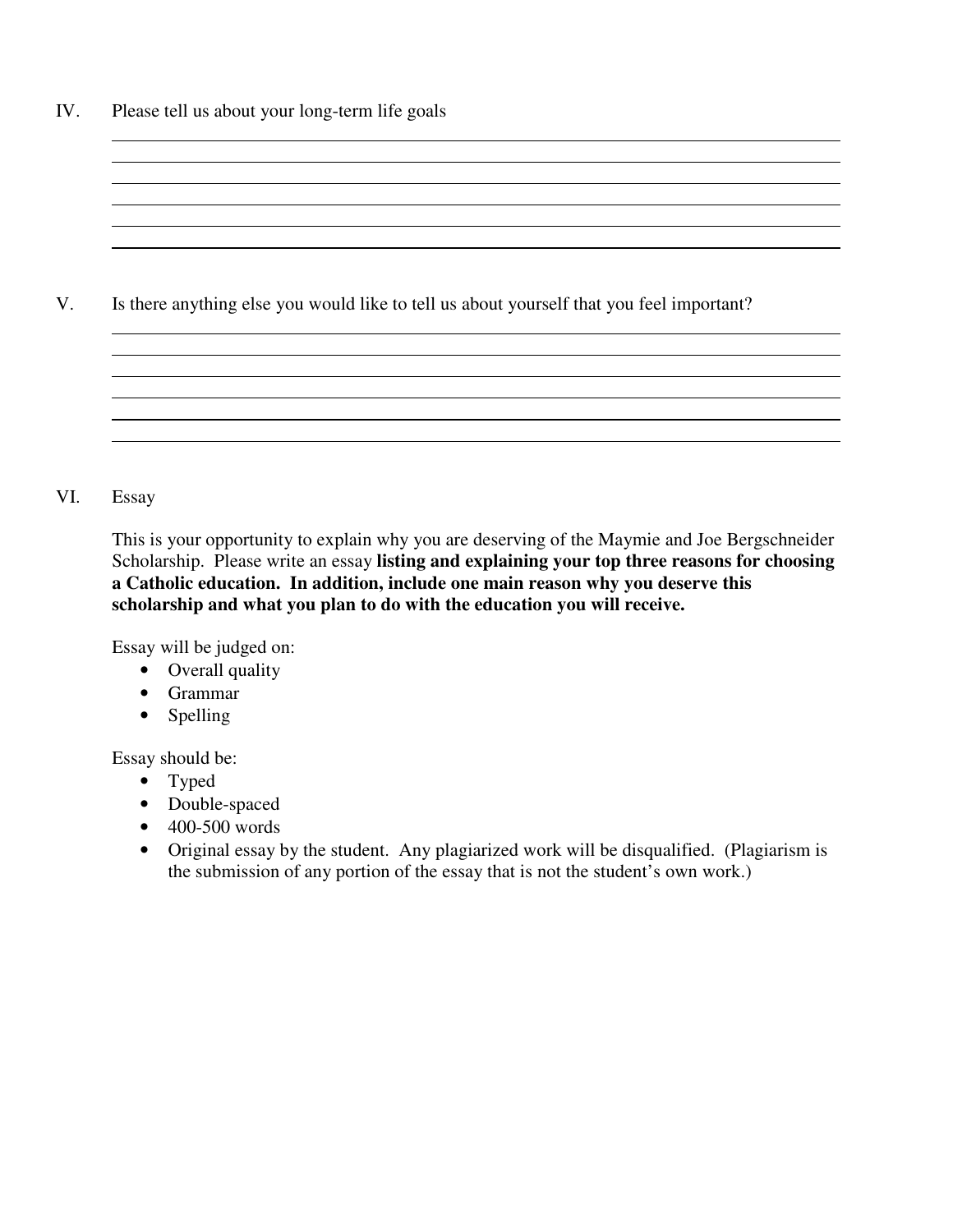IV. Please tell us about your long-term life goals

V. Is there anything else you would like to tell us about yourself that you feel important?

VI. Essay

This is your opportunity to explain why you are deserving of the Maymie and Joe Bergschneider Scholarship. Please write an essay **listing and explaining your top three reasons for choosing a Catholic education. In addition, include one main reason why you deserve this scholarship and what you plan to do with the education you will receive.**

Essay will be judged on:

- Overall quality
- Grammar
- Spelling

Essay should be:

- Typed
- Double-spaced
- 400-500 words
- Original essay by the student. Any plagiarized work will be disqualified. (Plagiarism is the submission of any portion of the essay that is not the student's own work.)